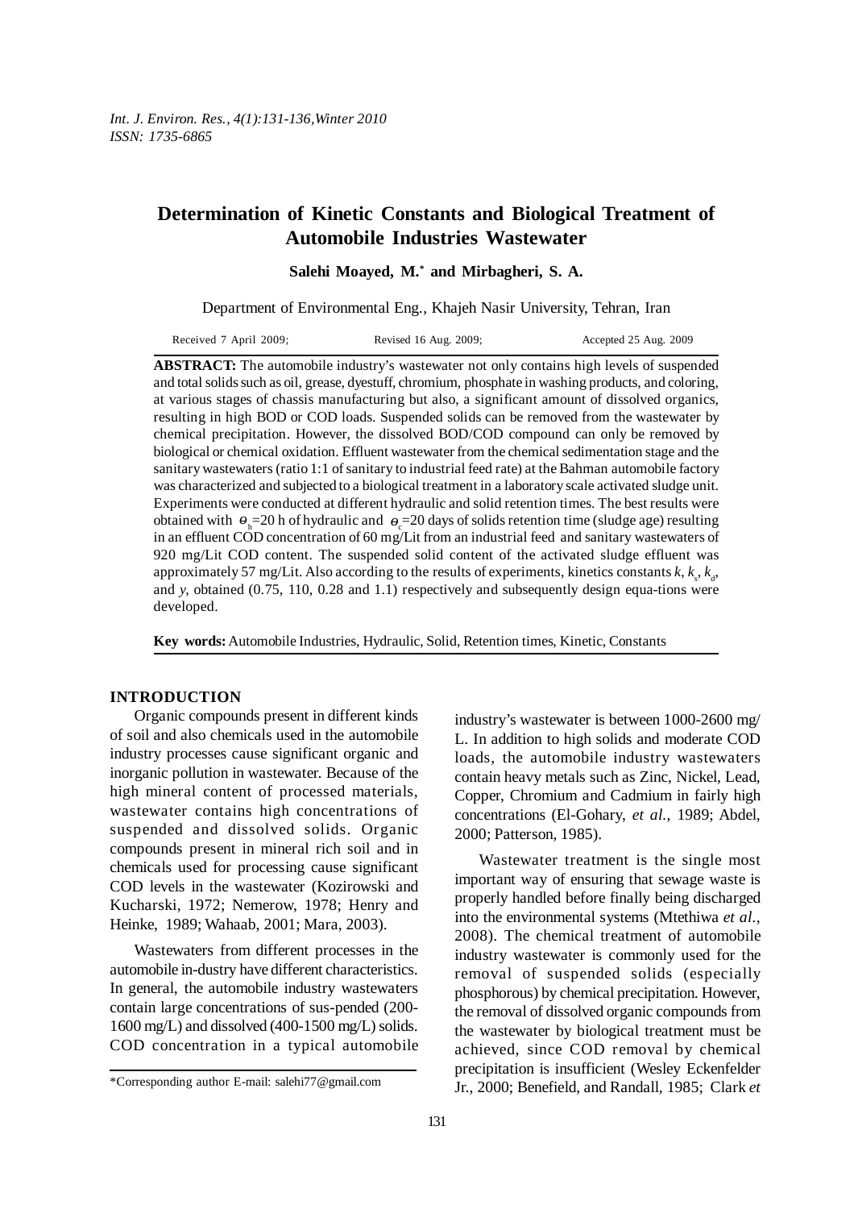# Determination of Kinetic Constants and Biological Treatment of Automobile Industries Wastewater

**Salehi Moayed, M.*  and Mirbagheri, S. A.**

Department of Environmental Eng., Khajeh Nasir University, Tehran, Iran

Received 7 April 2009; Revised 16 Aug. 2009; Accepted 25 Aug. 2009

**ABSTRACT:** The automobile industry's wastewater not only contains high levels of suspended and total solids such as oil, grease, dyestuff, chromium, phosphate in washing products, and coloring, at various stages of chassis manufacturing but also, a significant amount of dissolved organics, resulting in high BOD or COD loads. Suspended solids can be removed from the wastewater by chemical precipitation. However, the dissolved BOD/COD compound can only be removed by biological or chemical oxidation. Effluent wastewater from the chemical sedimentation stage and the sanitary wastewaters (ratio 1:1 of sanitary to industrial feed rate) at the Bahman automobile factory was characterized and subjected to a biological treatment in a laboratory scale activated sludge unit. Experiments were conducted at different hydraulic and solid retention times. The best results were obtained with $\theta_h$=20 h of hydraulic and $\theta_c$=20 days of solids retention time (sludge age) resulting in an effluent COD concentration of 60 mg/Lit from an industrial feed and sanitary wastewaters of 920 mg/Lit COD content. The suspended solid content of the activated sludge effluent was approximately 57 mg/Lit. Also according to the results of experiments, kinetics constants $k$, $k_s$, $k_d$, and $y$, obtained (0.75, 110, 0.28 and 1.1) respectively and subsequently design equa-tions were developed.

**Key words:** Automobile Industries, Hydraulic, Solid, Retention times, Kinetic, Constants

## INTRODUCTION

Organic compounds present in different kinds of soil and also chemicals used in the automobile industry processes cause significant organic and inorganic pollution in wastewater. Because of the high mineral content of processed materials, wastewater contains high concentrations of suspended and dissolved solids. Organic compounds present in mineral rich soil and in chemicals used for processing cause significant COD levels in the wastewater (Kozirowski and Kucharski, 1972; Nemerow, 1978; Henry and Heinke, 1989; Wahaab, 2001; Mara, 2003).

Wastewaters from different processes in the automobile in-dustry have different characteristics. In general, the automobile industry wastewaters contain large concentrations of sus-pended (200-1600 mg/L) and dissolved (400-1500 mg/L) solids. COD concentration in a typical automobile industry's wastewater is between 1000-2600 mg/L. In addition to high solids and moderate COD loads, the automobile industry wastewaters contain heavy metals such as Zinc, Nickel, Lead, Copper, Chromium and Cadmium in fairly high concentrations (El-Gohary, *et al.,* 1989; Abdel, 2000; Patterson, 1985).

Wastewater treatment is the single most important way of ensuring that sewage waste is properly handled before finally being discharged into the environmental systems (Mtethiwa *et al.,* 2008). The chemical treatment of automobile industry wastewater is commonly used for the removal of suspended solids (especially phosphorous) by chemical precipitation. However, the removal of dissolved organic compounds from the wastewater by biological treatment must be achieved, since COD removal by chemical precipitation is insufficient (Wesley Eckenfelder Jr., 2000; Benefield, and Randall, 1985; Clark *et*

*Corresponding author E-mail: salehi77@gmail.com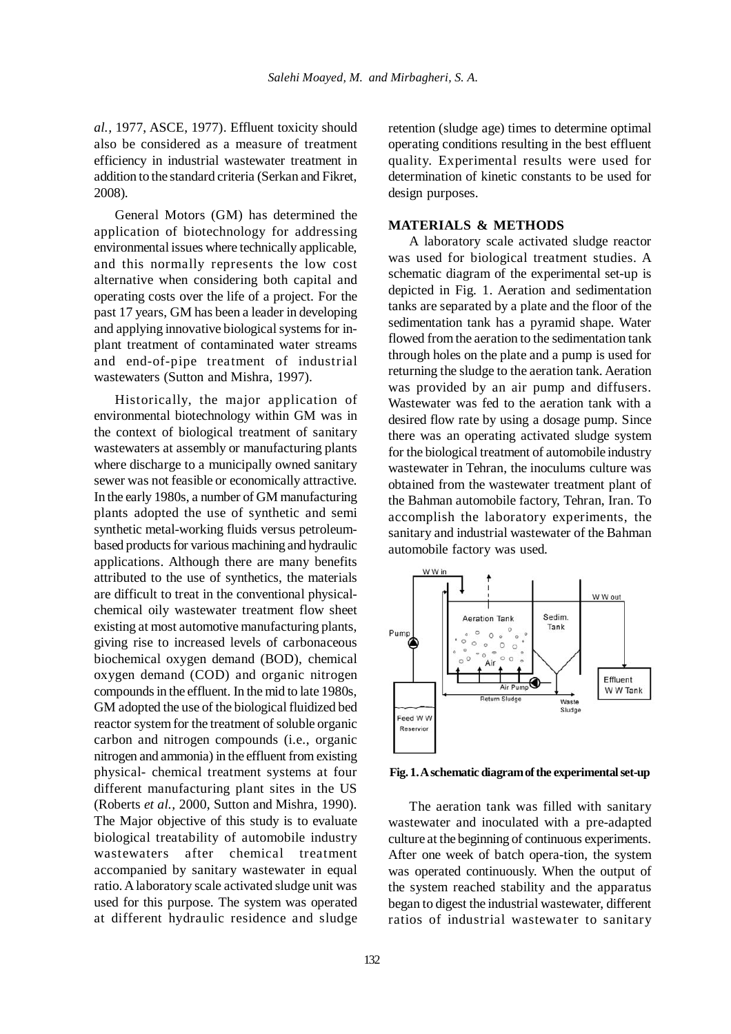*al.,* 1977, ASCE, 1977). Effluent toxicity should also be considered as a measure of treatment efficiency in industrial wastewater treatment in addition to the standard criteria (Serkan and Fikret, 2008).

General Motors (GM) has determined the application of biotechnology for addressing environmental issues where technically applicable, and this normally represents the low cost alternative when considering both capital and operating costs over the life of a project. For the past 17 years, GM has been a leader in developing and applying innovative biological systems for in-plant treatment of contaminated water streams and end-of-pipe treatment of industrial wastewaters (Sutton and Mishra, 1997).

Historically, the major application of environmental biotechnology within GM was in the context of biological treatment of sanitary wastewaters at assembly or manufacturing plants where discharge to a municipally owned sanitary sewer was not feasible or economically attractive. In the early 1980s, a number of GM manufacturing plants adopted the use of synthetic and semi synthetic metal-working fluids versus petroleum-based products for various machining and hydraulic applications. Although there are many benefits attributed to the use of synthetics, the materials are difficult to treat in the conventional physical-chemical oily wastewater treatment flow sheet existing at most automotive manufacturing plants, giving rise to increased levels of carbonaceous biochemical oxygen demand (BOD), chemical oxygen demand (COD) and organic nitrogen compounds in the effluent. In the mid to late 1980s, GM adopted the use of the biological fluidized bed reactor system for the treatment of soluble organic carbon and nitrogen compounds (i.e., organic nitrogen and ammonia) in the effluent from existing physical- chemical treatment systems at four different manufacturing plant sites in the US (Roberts *et al.,* 2000, Sutton and Mishra, 1990). The Major objective of this study is to evaluate biological treatability of automobile industry wastewaters after chemical treatment accompanied by sanitary wastewater in equal ratio. A laboratory scale activated sludge unit was used for this purpose. The system was operated at different hydraulic residence and sludge retention (sludge age) times to determine optimal operating conditions resulting in the best effluent quality. Experimental results were used for determination of kinetic constants to be used for design purposes.

## MATERIALS & METHODS

A laboratory scale activated sludge reactor was used for biological treatment studies. A schematic diagram of the experimental set-up is depicted in Fig. 1. Aeration and sedimentation tanks are separated by a plate and the floor of the sedimentation tank has a pyramid shape. Water flowed from the aeration to the sedimentation tank through holes on the plate and a pump is used for returning the sludge to the aeration tank. Aeration was provided by an air pump and diffusers. Wastewater was fed to the aeration tank with a desired flow rate by using a dosage pump. Since there was an operating activated sludge system for the biological treatment of automobile industry wastewater in Tehran, the inoculums culture was obtained from the wastewater treatment plant of the Bahman automobile factory, Tehran, Iran. To accomplish the laboratory experiments, the sanitary and industrial wastewater of the Bahman automobile factory was used.

**Fig. 1. A schematic diagram of the experimental set-up**

The aeration tank was filled with sanitary wastewater and inoculated with a pre-adapted culture at the beginning of continuous experiments. After one week of batch opera-tion, the system was operated continuously. When the output of the system reached stability and the apparatus began to digest the industrial wastewater, different ratios of industrial wastewater to sanitary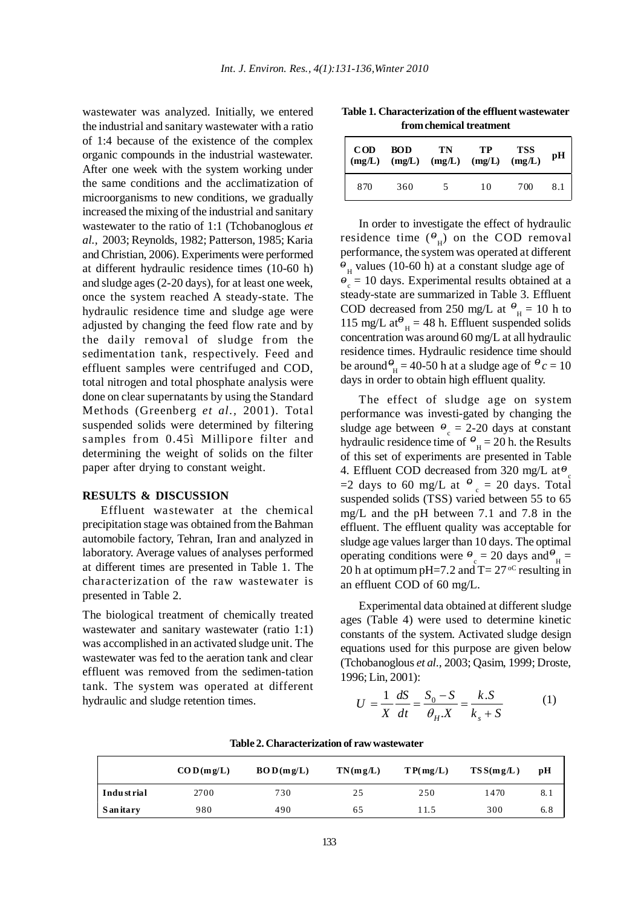wastewater was analyzed. Initially, we entered the industrial and sanitary wastewater with a ratio of 1:4 because of the existence of the complex organic compounds in the industrial wastewater. After one week with the system working under the same conditions and the acclimatization of microorganisms to new conditions, we gradually increased the mixing of the industrial and sanitary wastewater to the ratio of 1:1 (Tchobanoglous *et al.,* 2003; Reynolds, 1982; Patterson, 1985; Karia and Christian, 2006). Experiments were performed at different hydraulic residence times (10-60 h) and sludge ages (2-20 days), for at least one week, once the system reached A steady-state. The hydraulic residence time and sludge age were adjusted by changing the feed flow rate and by the daily removal of sludge from the sedimentation tank, respectively. Feed and effluent samples were centrifuged and COD, total nitrogen and total phosphate analysis were done on clear supernatants by using the Standard Methods (Greenberg *et al.,* 2001). Total suspended solids were determined by filtering samples from 0.45ì Millipore filter and determining the weight of solids on the filter paper after drying to constant weight.

## RESULTS & DISCUSSION

Effluent wastewater at the chemical precipitation stage was obtained from the Bahman automobile factory, Tehran, Iran and analyzed in laboratory. Average values of analyses performed at different times are presented in Table 1. The characterization of the raw wastewater is presented in Table 2.

The biological treatment of chemically treated wastewater and sanitary wastewater (ratio 1:1) was accomplished in an activated sludge unit. The wastewater was fed to the aeration tank and clear effluent was removed from the sedimen-tation tank. The system was operated at different hydraulic and sludge retention times.

**Table 1. Characterization of the effluent wastewater from chemical treatment**

| COD (mg/L) | BOD (mg/L) | TN (mg/L) | TP (mg/L) | TSS (mg/L) | pH |
|---|---|---|---|---|---|
| 870 | 360 | 5 | 10 | 700 | 8.1 |

In order to investigate the effect of hydraulic residence time ($\theta_H$) on the COD removal performance, the system was operated at different $\theta_H$ values (10-60 h) at a constant sludge age of $\theta_c$ = 10 days. Experimental results obtained at a steady-state are summarized in Table 3. Effluent COD decreased from 250 mg/L at $\theta_H$ = 10 h to 115 mg/L at $\theta_H$ = 48 h. Effluent suspended solids concentration was around 60 mg/L at all hydraulic residence times. Hydraulic residence time should be around $\theta_H$ = 40-50 h at a sludge age of $\theta c$ = 10 days in order to obtain high effluent quality.

The effect of sludge age on system performance was investi-gated by changing the sludge age between $\theta_c$ = 2-20 days at constant hydraulic residence time of $\theta_H$ = 20 h. the Results of this set of experiments are presented in Table 4. Effluent COD decreased from 320 mg/L at $\theta_c$ =2 days to 60 mg/L at $\theta_c$ = 20 days. Total suspended solids (TSS) varied between 55 to 65 mg/L and the pH between 7.1 and 7.8 in the effluent. The effluent quality was acceptable for sludge age values larger than 10 days. The optimal operating conditions were $\theta_c$ = 20 days and $\theta_H$ = 20 h at optimum pH=7.2 and T= 27 $^{oC}$ resulting in an effluent COD of 60 mg/L.

Experimental data obtained at different sludge ages (Table 4) were used to determine kinetic constants of the system. Activated sludge design equations used for this purpose are given below (Tchobanoglous *et al.,* 2003; Qasim, 1999; Droste, 1996; Lin, 2001):

$$U = \frac{1}{X}\frac{dS}{dt} = \frac{S_0 - S}{\theta_H . X} = \frac{k.S}{k_s + S} \qquad (1)$$

**Table 2. Characterization of raw wastewater**

| | COD(mg/L) | BOD(mg/L) | TN(mg/L) | TP(mg/L) | TSS(mg/L) | pH |
|---|---|---|---|---|---|---|
| **Industrial** | 2700 | 730 | 25 | 250 | 1470 | 8.1 |
| **Sanitary** | 980 | 490 | 65 | 11.5 | 300 | 6.8 |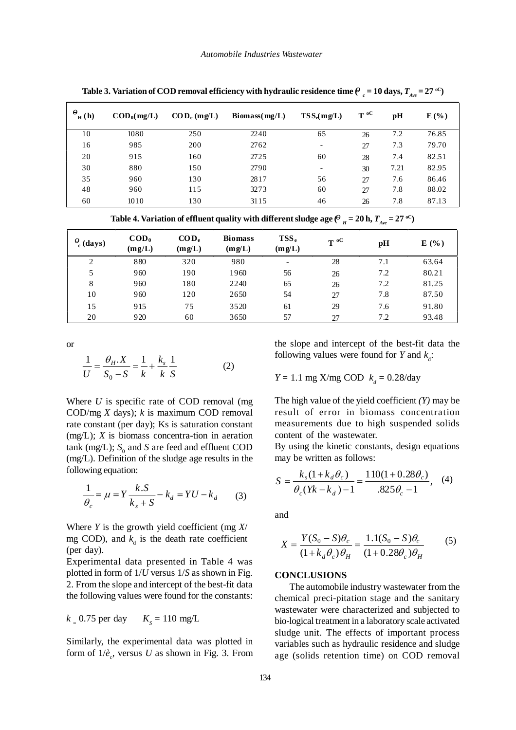**Table 3. Variation of COD removal efficiency with hydraulic residence time ($\theta_c$ = 10 days, $T_{Ave}$ = 27 °C)**

| $\theta_H$ (h) | $COD_0$(mg/L) | $COD_e$ (mg/L) | Biomass(mg/L) | $TSS_e$(mg/L) | T °C | pH | E (%) |
|---|---|---|---|---|---|---|---|
| 10 | 1080 | 250 | 2240 | 65 | 26 | 7.2 | 76.85 |
| 16 | 985 | 200 | 2762 | - | 27 | 7.3 | 79.70 |
| 20 | 915 | 160 | 2725 | 60 | 28 | 7.4 | 82.51 |
| 30 | 880 | 150 | 2790 | - | 30 | 7.21 | 82.95 |
| 35 | 960 | 130 | 2817 | 56 | 27 | 7.6 | 86.46 |
| 48 | 960 | 115 | 3273 | 60 | 27 | 7.8 | 88.02 |
| 60 | 1010 | 130 | 3115 | 46 | 26 | 7.8 | 87.13 |

**Table 4. Variation of effluent quality with different sludge age ($\theta_H$ = 20 h, $T_{Ave}$ = 27 °C)**

| $\theta_c$ (days) | $COD_0$ (mg/L) | $COD_e$ (mg/L) | Biomass (mg/L) | $TSS_e$ (mg/L) | T °C | pH | E (%) |
|---|---|---|---|---|---|---|---|
| 2 | 880 | 320 | 980 | - | 28 | 7.1 | 63.64 |
| 5 | 960 | 190 | 1960 | 56 | 26 | 7.2 | 80.21 |
| 8 | 960 | 180 | 2240 | 65 | 26 | 7.2 | 81.25 |
| 10 | 960 | 120 | 2650 | 54 | 27 | 7.8 | 87.50 |
| 15 | 915 | 75 | 3520 | 61 | 29 | 7.6 | 91.80 |
| 20 | 920 | 60 | 3650 | 57 | 27 | 7.2 | 93.48 |

or

$$\frac{1}{U} = \frac{\theta_H . X}{S_0 - S} = \frac{1}{k} + \frac{k_s}{k}\frac{1}{S} \qquad (2)$$

Where $U$ is specific rate of COD removal (mg COD/mg $X$ days); $k$ is maximum COD removal rate constant (per day); Ks is saturation constant (mg/L); $X$ is biomass concentra-tion in aeration tank (mg/L); $S_0$ and $S$ are feed and effluent COD (mg/L). Definition of the sludge age results in the following equation:

$$\frac{1}{\theta_c} = \mu = Y\frac{k.S}{k_s + S} - k_d = YU - k_d \qquad (3)$$

Where $Y$ is the growth yield coefficient (mg $X$/ mg COD), and $k_d$ is the death rate coefficient (per day).

Experimental data presented in Table 4 was plotted in form of $1/U$ versus $1/S$ as shown in Fig. 2. From the slope and intercept of the best-fit data the following values were found for the constants:

$k$ = 0.75 per day $\quad K_S$ = 110 mg/L

Similarly, the experimental data was plotted in form of $1/\theta_c$, versus $U$ as shown in Fig. 3. From the slope and intercept of the best-fit data the following values were found for $Y$ and $k_d$:

$Y$ = 1.1 mg X/mg COD $\quad k_d$ = 0.28/day

The high value of the yield coefficient *(Y)* may be result of error in biomass concentration measurements due to high suspended solids content of the wastewater.

By using the kinetic constants, design equations may be written as follows:

$$S = \frac{k_s(1 + k_d\theta_c)}{\theta_c(Yk - k_d) - 1} = \frac{110(1 + 0.28\theta_c)}{.825\theta_c - 1}, \quad (4)$$

and

$$X = \frac{Y(S_0 - S)\theta_c}{(1 + k_d\theta_c)\theta_H} = \frac{1.1(S_0 - S)\theta_c}{(1 + 0.28\theta_c)\theta_H} \qquad (5)$$

## CONCLUSIONS

The automobile industry wastewater from the chemical preci-pitation stage and the sanitary wastewater were characterized and subjected to bio-logical treatment in a laboratory scale activated sludge unit. The effects of important process variables such as hydraulic residence and sludge age (solids retention time) on COD removal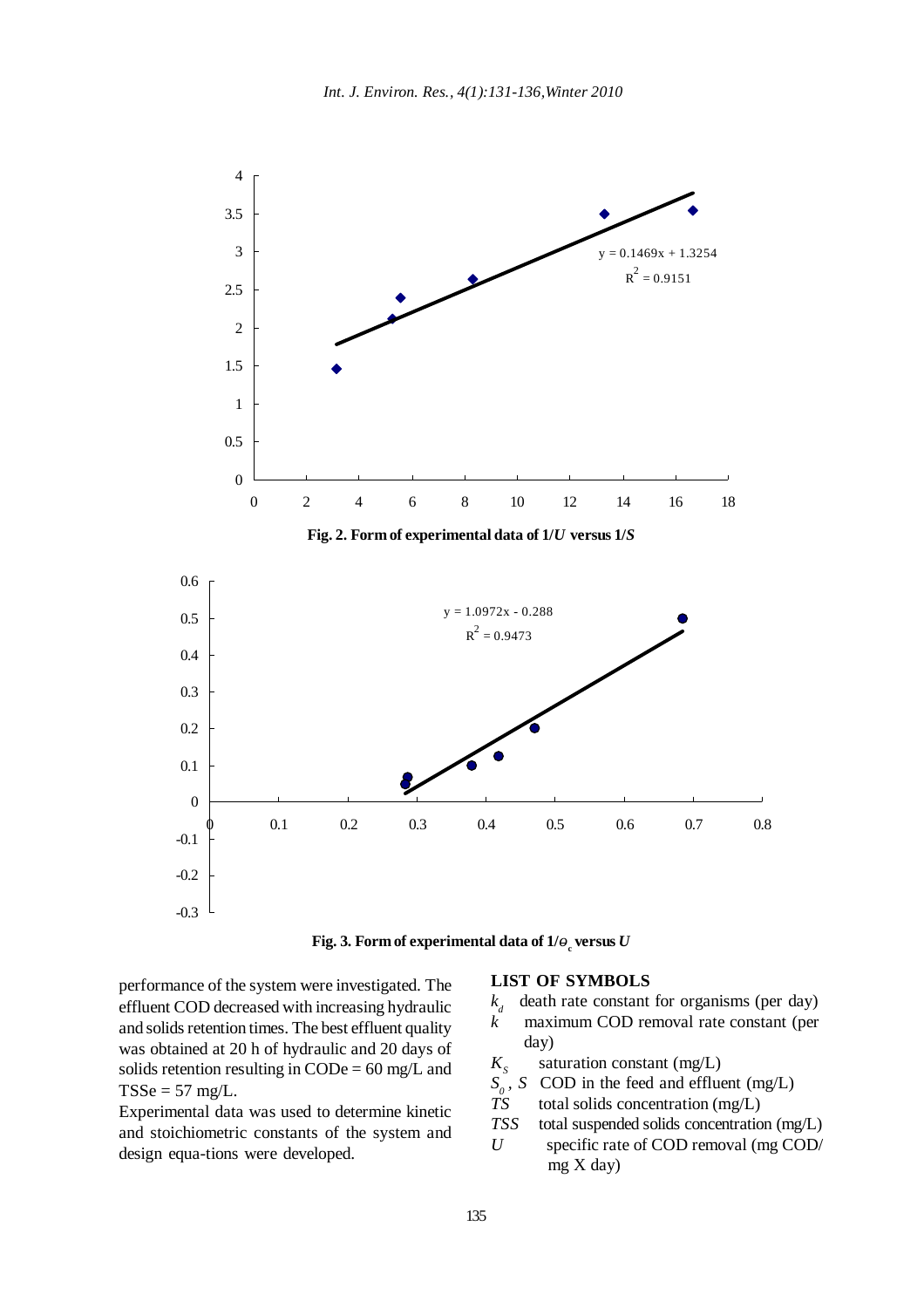Fig. 2. Form of experimental data of 1/*U* versus 1/*S*

Fig. 3. Form of experimental data of $1/\theta_c$ versus *U*

performance of the system were investigated. The effluent COD decreased with increasing hydraulic and solids retention times. The best effluent quality was obtained at 20 h of hydraulic and 20 days of solids retention resulting in CODe = 60 mg/L and TSSe = 57 mg/L.

Experimental data was used to determine kinetic and stoichiometric constants of the system and design equa-tions were developed.

## LIST OF SYMBOLS

$k_d$ death rate constant for organisms (per day)

$k$ maximum COD removal rate constant (per day)

$K_S$ saturation constant (mg/L)

$S_0$, $S$ COD in the feed and effluent (mg/L)

*TS* total solids concentration (mg/L)

*TSS* total suspended solids concentration (mg/L)

*U* specific rate of COD removal (mg COD/ mg X day)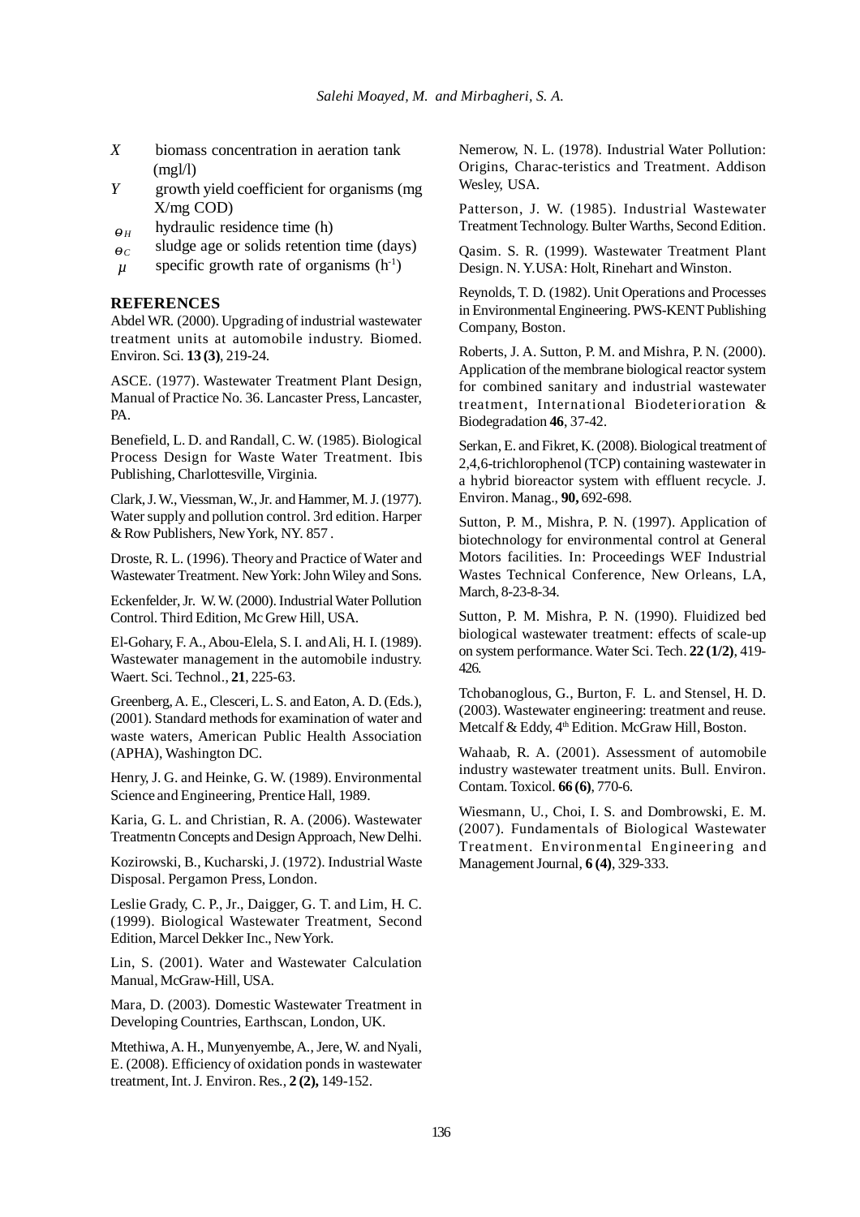$X$ biomass concentration in aeration tank (mgl/l)

$Y$ growth yield coefficient for organisms (mg X/mg COD)

$\theta_H$ hydraulic residence time (h)

$\theta_C$ sludge age or solids retention time (days)

$\mu$ specific growth rate of organisms ($h^{-1}$)

## REFERENCES

Abdel WR. (2000). Upgrading of industrial wastewater treatment units at automobile industry. Biomed. Environ. Sci. **13 (3)**, 219-24.

ASCE. (1977). Wastewater Treatment Plant Design, Manual of Practice No. 36. Lancaster Press, Lancaster, PA.

Benefield, L. D. and Randall, C. W. (1985). Biological Process Design for Waste Water Treatment. Ibis Publishing, Charlottesville, Virginia.

Clark, J. W., Viessman, W., Jr. and Hammer, M. J. (1977). Water supply and pollution control. 3rd edition. Harper & Row Publishers, New York, NY. 857 .

Droste, R. L. (1996). Theory and Practice of Water and Wastewater Treatment. New York: John Wiley and Sons.

Eckenfelder, Jr. W. W. (2000). Industrial Water Pollution Control. Third Edition, Mc Grew Hill, USA.

El-Gohary, F. A., Abou-Elela, S. I. and Ali, H. I. (1989). Wastewater management in the automobile industry. Waert. Sci. Technol., **21**, 225-63.

Greenberg, A. E., Clesceri, L. S. and Eaton, A. D. (Eds.), (2001). Standard methods for examination of water and waste waters, American Public Health Association (APHA), Washington DC.

Henry, J. G. and Heinke, G. W. (1989). Environmental Science and Engineering, Prentice Hall, 1989.

Karia, G. L. and Christian, R. A. (2006). Wastewater Treatmentn Concepts and Design Approach, New Delhi.

Kozirowski, B., Kucharski, J. (1972). Industrial Waste Disposal. Pergamon Press, London.

Leslie Grady, C. P., Jr., Daigger, G. T. and Lim, H. C. (1999). Biological Wastewater Treatment, Second Edition, Marcel Dekker Inc., New York.

Lin, S. (2001). Water and Wastewater Calculation Manual, McGraw-Hill, USA.

Mara, D. (2003). Domestic Wastewater Treatment in Developing Countries, Earthscan, London, UK.

Mtethiwa, A. H., Munyenyembe, A., Jere, W. and Nyali, E. (2008). Efficiency of oxidation ponds in wastewater treatment, Int. J. Environ. Res., **2 (2),** 149-152.

Nemerow, N. L. (1978). Industrial Water Pollution: Origins, Charac-teristics and Treatment. Addison Wesley, USA.

Patterson, J. W. (1985). Industrial Wastewater Treatment Technology. Bulter Warths, Second Edition.

Qasim. S. R. (1999). Wastewater Treatment Plant Design. N. Y.USA: Holt, Rinehart and Winston.

Reynolds, T. D. (1982). Unit Operations and Processes in Environmental Engineering. PWS-KENT Publishing Company, Boston.

Roberts, J. A. Sutton, P. M. and Mishra, P. N. (2000). Application of the membrane biological reactor system for combined sanitary and industrial wastewater treatment, International Biodeterioration & Biodegradation **46**, 37-42.

Serkan, E. and Fikret, K. (2008). Biological treatment of 2,4,6-trichlorophenol (TCP) containing wastewater in a hybrid bioreactor system with effluent recycle. J. Environ. Manag., **90,** 692-698.

Sutton, P. M., Mishra, P. N. (1997). Application of biotechnology for environmental control at General Motors facilities. In: Proceedings WEF Industrial Wastes Technical Conference, New Orleans, LA, March, 8-23-8-34.

Sutton, P. M. Mishra, P. N. (1990). Fluidized bed biological wastewater treatment: effects of scale-up on system performance. Water Sci. Tech. **22 (1/2)**, 419-426.

Tchobanoglous, G., Burton, F. L. and Stensel, H. D. (2003). Wastewater engineering: treatment and reuse. Metcalf & Eddy, 4th Edition. McGraw Hill, Boston.

Wahaab, R. A. (2001). Assessment of automobile industry wastewater treatment units. Bull. Environ. Contam. Toxicol. **66 (6)**, 770-6.

Wiesmann, U., Choi, I. S. and Dombrowski, E. M. (2007). Fundamentals of Biological Wastewater Treatment. Environmental Engineering and Management Journal, **6 (4)**, 329-333.